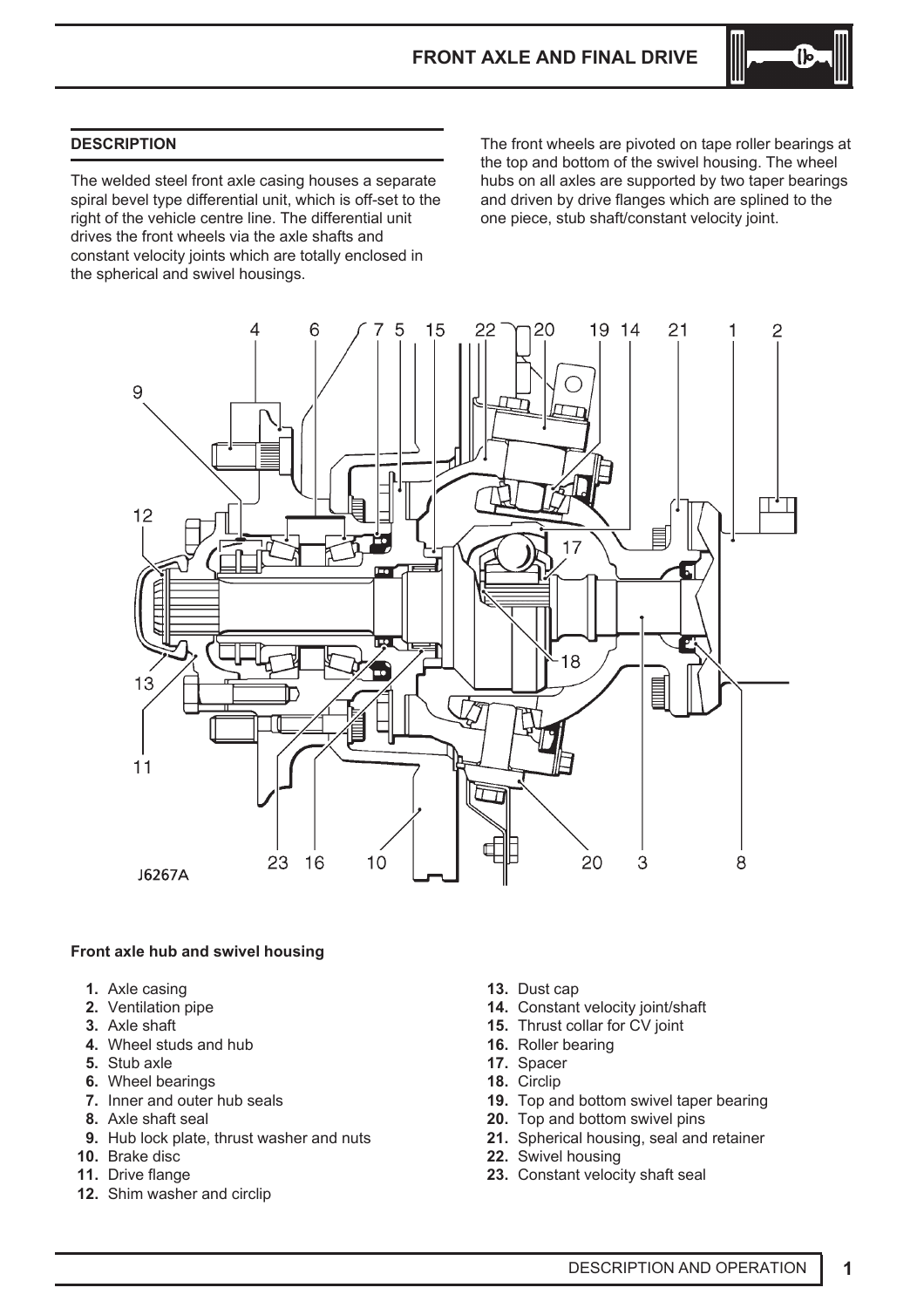## DESCRIPTION

The welded steel front axle casing houses a separate spiral bevel type differential unit, which is off-set to the right of the vehicle centre line. The differential unit drives the front wheels via the axle shafts and constant velocity joints which are totally enclosed in the spherical and swivel housings.

The front wheels are pivoted on tape roller bearings at the top and bottom of the swivel housing. The wheel hubs on all axles are supported by two taper bearings and driven by drive flanges which are splined to the one piece, stub shaft/constant velocity joint.

J6267A

**Front axle hub and swivel housing**

1. Axle casing
2. Ventilation pipe
3. Axle shaft
4. Wheel studs and hub
5. Stub axle
6. Wheel bearings
7. Inner and outer hub seals
8. Axle shaft seal
9. Hub lock plate, thrust washer and nuts
10. Brake disc
11. Drive flange
12. Shim washer and circlip
13. Dust cap
14. Constant velocity joint/shaft
15. Thrust collar for CV joint
16. Roller bearing
17. Spacer
18. Circlip
19. Top and bottom swivel taper bearing
20. Top and bottom swivel pins
21. Spherical housing, seal and retainer
22. Swivel housing
23. Constant velocity shaft seal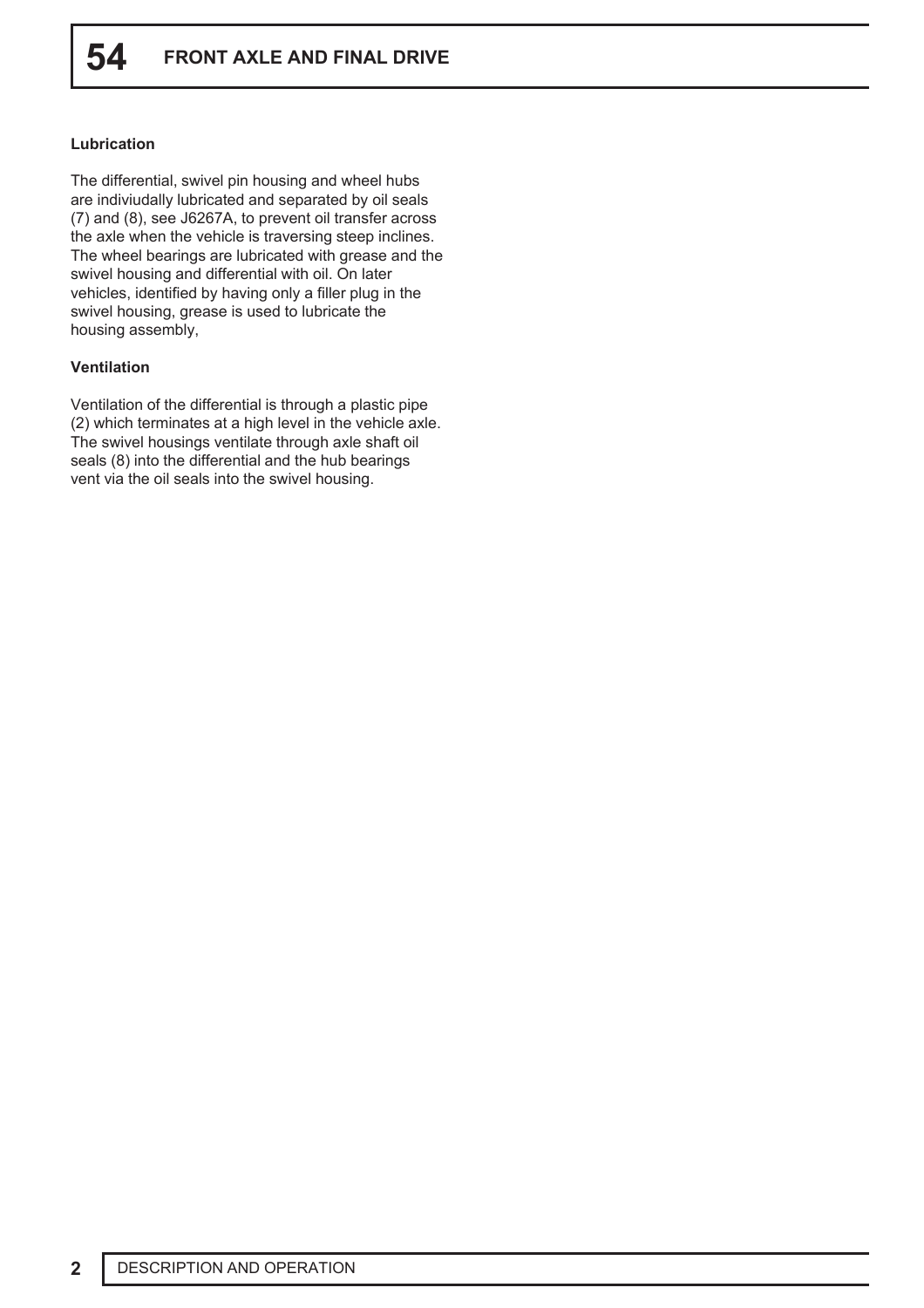### Lubrication

The differential, swivel pin housing and wheel hubs are indiviudally lubricated and separated by oil seals (7) and (8), see J6267A, to prevent oil transfer across the axle when the vehicle is traversing steep inclines. The wheel bearings are lubricated with grease and the swivel housing and differential with oil. On later vehicles, identified by having only a filler plug in the swivel housing, grease is used to lubricate the housing assembly,

### Ventilation

Ventilation of the differential is through a plastic pipe (2) which terminates at a high level in the vehicle axle. The swivel housings ventilate through axle shaft oil seals (8) into the differential and the hub bearings vent via the oil seals into the swivel housing.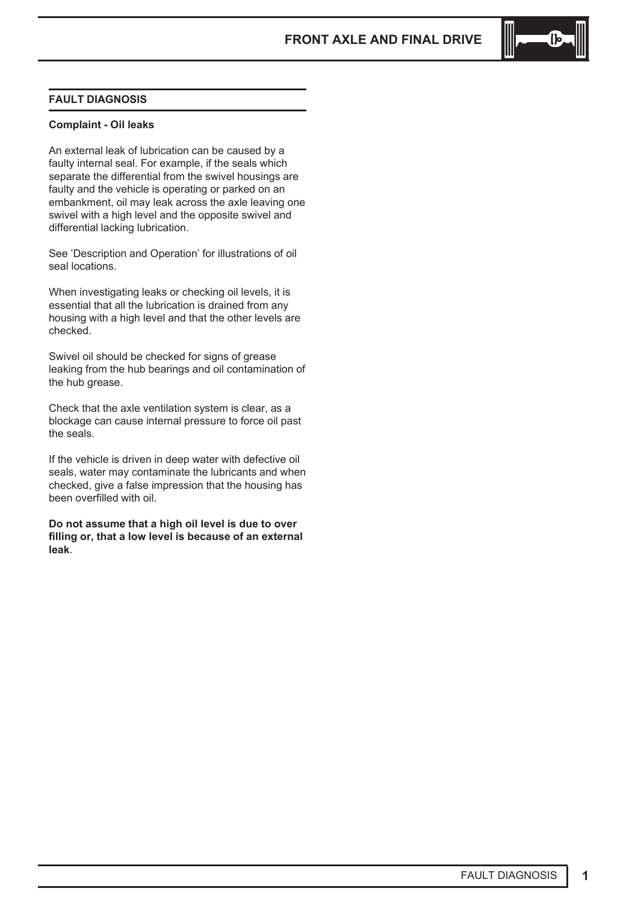## FAULT DIAGNOSIS

**Complaint - Oil leaks**

An external leak of lubrication can be caused by a faulty internal seal. For example, if the seals which separate the differential from the swivel housings are faulty and the vehicle is operating or parked on an embankment, oil may leak across the axle leaving one swivel with a high level and the opposite swivel and differential lacking lubrication.

See 'Description and Operation' for illustrations of oil seal locations.

When investigating leaks or checking oil levels, it is essential that all the lubrication is drained from any housing with a high level and that the other levels are checked.

Swivel oil should be checked for signs of grease leaking from the hub bearings and oil contamination of the hub grease.

Check that the axle ventilation system is clear, as a blockage can cause internal pressure to force oil past the seals.

If the vehicle is driven in deep water with defective oil seals, water may contaminate the lubricants and when checked, give a false impression that the housing has been overfilled with oil.

**Do not assume that a high oil level is due to over filling or, that a low level is because of an external leak**.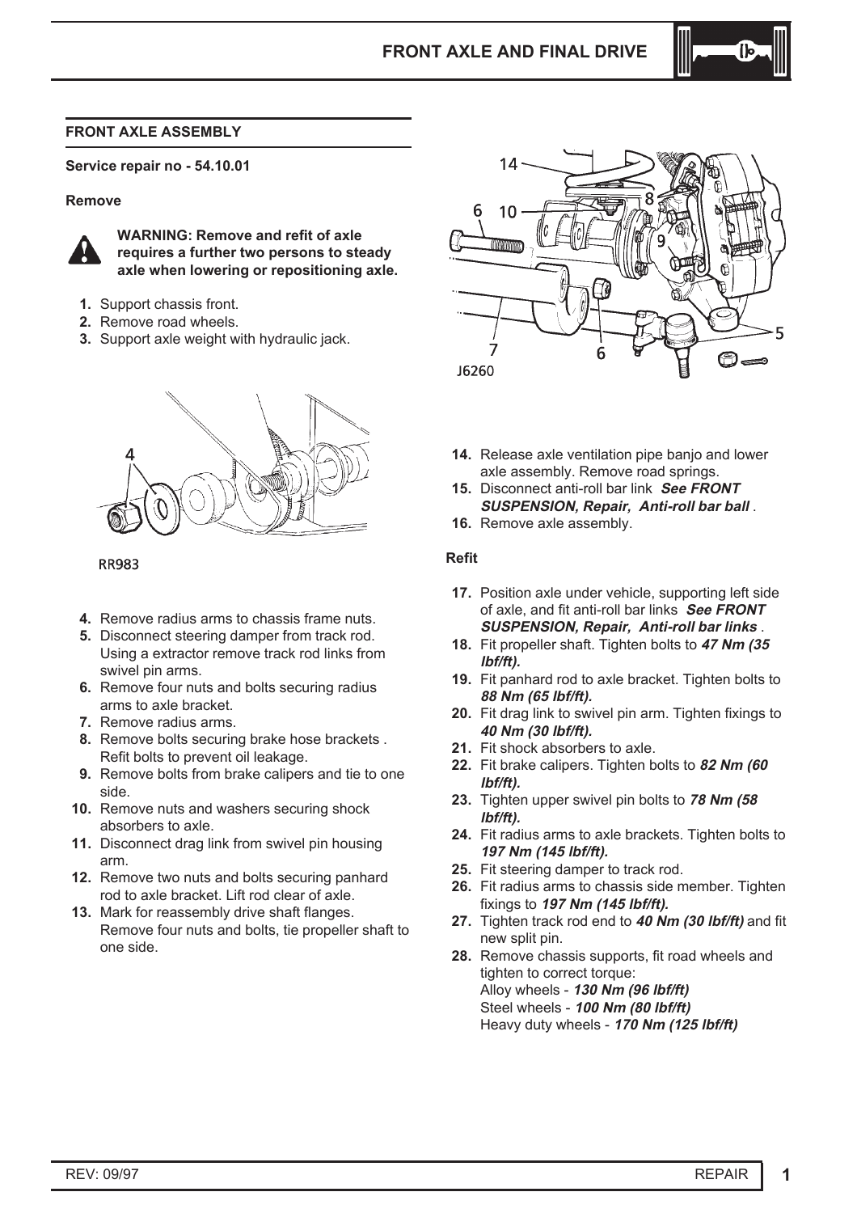## FRONT AXLE ASSEMBLY

**Service repair no - 54.10.01**

**Remove**

**WARNING: Remove and refit of axle requires a further two persons to steady axle when lowering or repositioning axle.**

1. Support chassis front.
2. Remove road wheels.
3. Support axle weight with hydraulic jack.

RR983

4. Remove radius arms to chassis frame nuts.
5. Disconnect steering damper from track rod. Using a extractor remove track rod links from swivel pin arms.
6. Remove four nuts and bolts securing radius arms to axle bracket.
7. Remove radius arms.
8. Remove bolts securing brake hose brackets . Refit bolts to prevent oil leakage.
9. Remove bolts from brake calipers and tie to one side.
10. Remove nuts and washers securing shock absorbers to axle.
11. Disconnect drag link from swivel pin housing arm.
12. Remove two nuts and bolts securing panhard rod to axle bracket. Lift rod clear of axle.
13. Mark for reassembly drive shaft flanges. Remove four nuts and bolts, tie propeller shaft to one side.

J6260

14. Release axle ventilation pipe banjo and lower axle assembly. Remove road springs.
15. Disconnect anti-roll bar link ***See FRONT SUSPENSION, Repair, Anti-roll bar ball*** .
16. Remove axle assembly.

**Refit**

17. Position axle under vehicle, supporting left side of axle, and fit anti-roll bar links ***See FRONT SUSPENSION, Repair, Anti-roll bar links*** .
18. Fit propeller shaft. Tighten bolts to ***47 Nm (35 lbf/ft).***
19. Fit panhard rod to axle bracket. Tighten bolts to ***88 Nm (65 lbf/ft).***
20. Fit drag link to swivel pin arm. Tighten fixings to ***40 Nm (30 lbf/ft).***
21. Fit shock absorbers to axle.
22. Fit brake calipers. Tighten bolts to ***82 Nm (60 lbf/ft).***
23. Tighten upper swivel pin bolts to ***78 Nm (58 lbf/ft).***
24. Fit radius arms to axle brackets. Tighten bolts to ***197 Nm (145 lbf/ft).***
25. Fit steering damper to track rod.
26. Fit radius arms to chassis side member. Tighten fixings to ***197 Nm (145 lbf/ft).***
27. Tighten track rod end to ***40 Nm (30 lbf/ft)*** and fit new split pin.
28. Remove chassis supports, fit road wheels and tighten to correct torque:
    Alloy wheels - ***130 Nm (96 lbf/ft)***
    Steel wheels - ***100 Nm (80 lbf/ft)***
    Heavy duty wheels - ***170 Nm (125 lbf/ft)***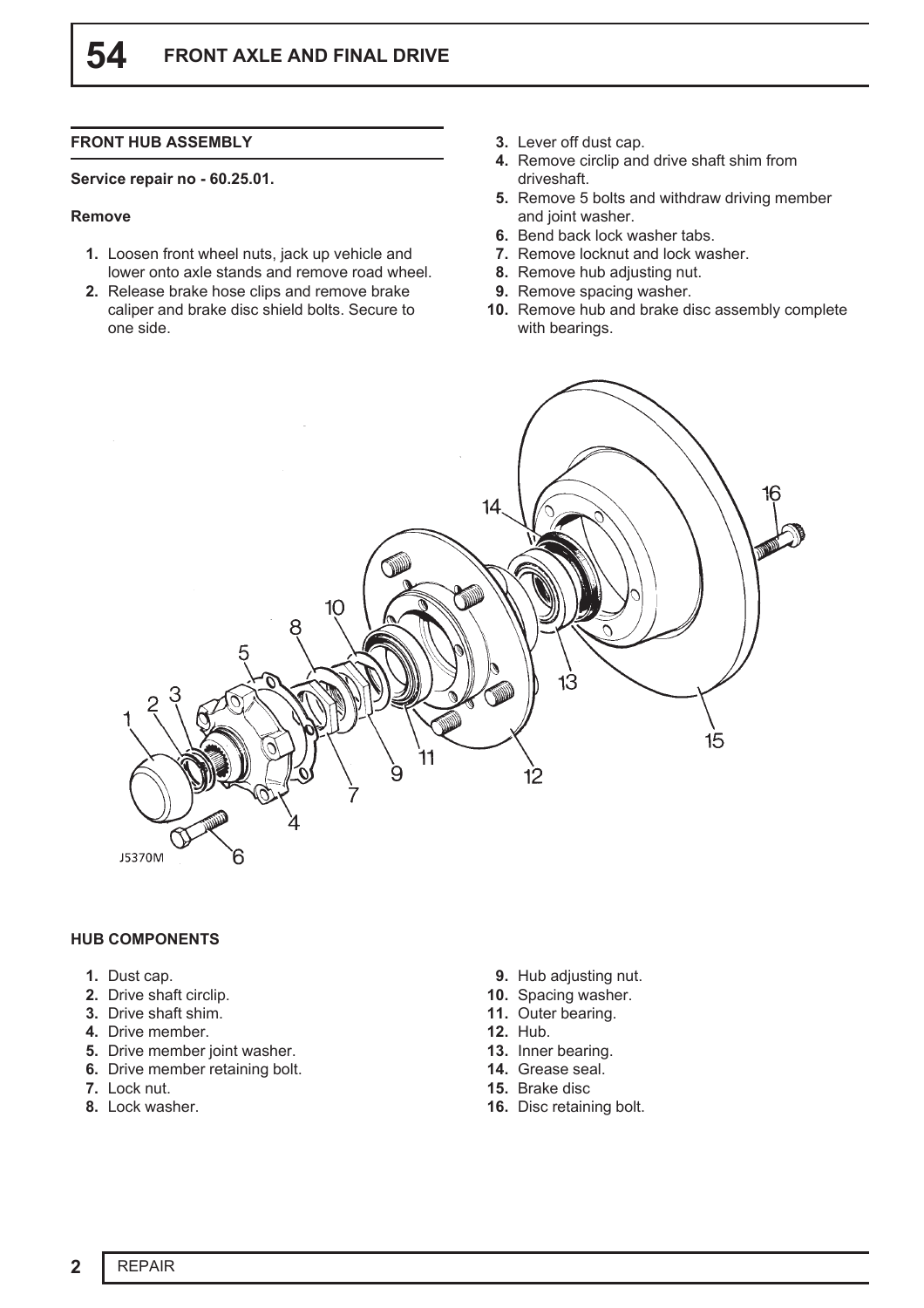## FRONT HUB ASSEMBLY

**Service repair no - 60.25.01.**

**Remove**

1. Loosen front wheel nuts, jack up vehicle and lower onto axle stands and remove road wheel.
2. Release brake hose clips and remove brake caliper and brake disc shield bolts. Secure to one side.
3. Lever off dust cap.
4. Remove circlip and drive shaft shim from driveshaft.
5. Remove 5 bolts and withdraw driving member and joint washer.
6. Bend back lock washer tabs.
7. Remove locknut and lock washer.
8. Remove hub adjusting nut.
9. Remove spacing washer.
10. Remove hub and brake disc assembly complete with bearings.

**HUB COMPONENTS**

1. Dust cap.
2. Drive shaft circlip.
3. Drive shaft shim.
4. Drive member.
5. Drive member joint washer.
6. Drive member retaining bolt.
7. Lock nut.
8. Lock washer.
9. Hub adjusting nut.
10. Spacing washer.
11. Outer bearing.
12. Hub.
13. Inner bearing.
14. Grease seal.
15. Brake disc
16. Disc retaining bolt.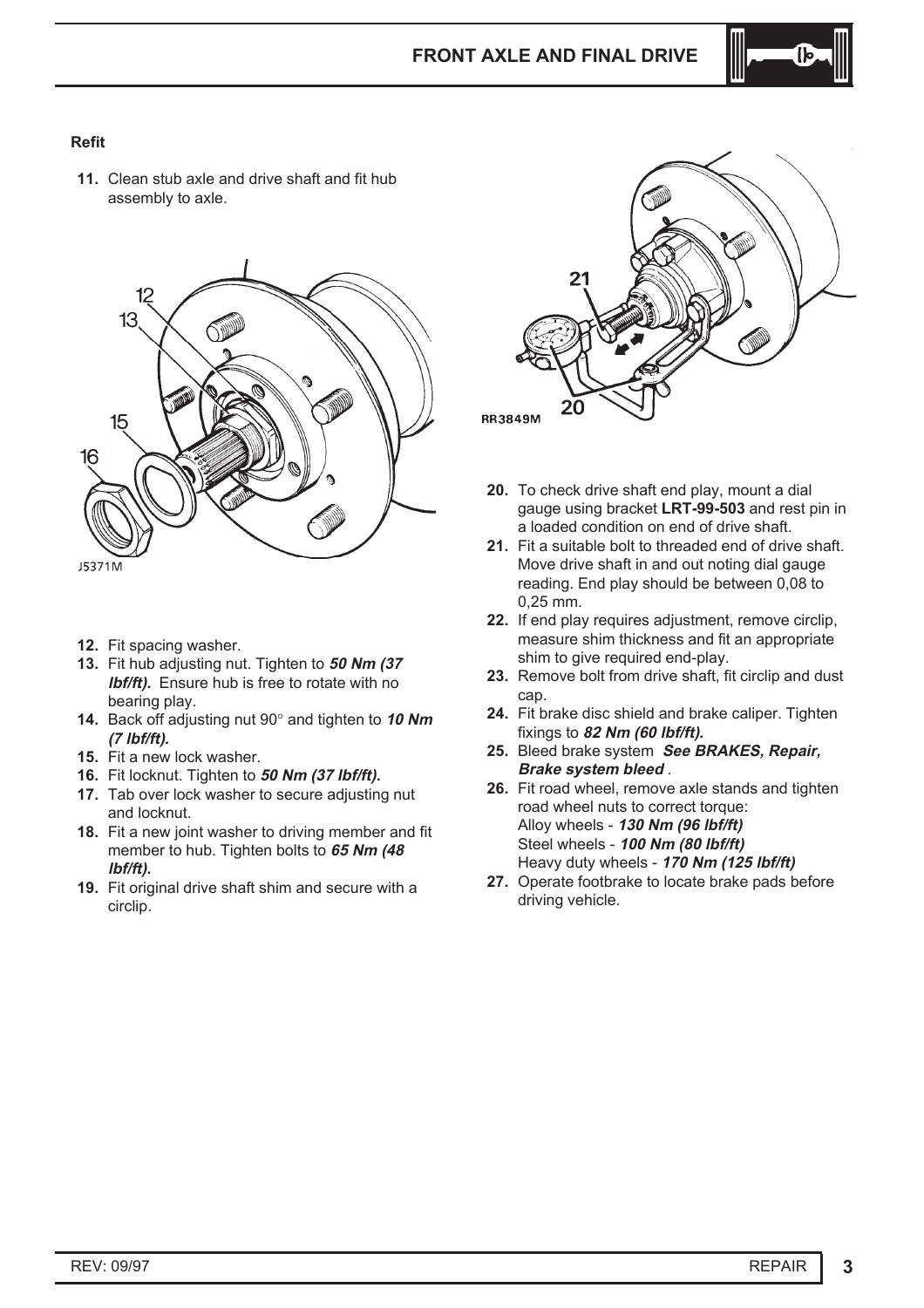**Refit**

11. Clean stub axle and drive shaft and fit hub assembly to axle.

12. Fit spacing washer.
13. Fit hub adjusting nut. Tighten to ***50 Nm (37 lbf/ft).*** Ensure hub is free to rotate with no bearing play.
14. Back off adjusting nut 90° and tighten to ***10 Nm (7 lbf/ft).***
15. Fit a new lock washer.
16. Fit locknut. Tighten to ***50 Nm (37 lbf/ft).***
17. Tab over lock washer to secure adjusting nut and locknut.
18. Fit a new joint washer to driving member and fit member to hub. Tighten bolts to ***65 Nm (48 lbf/ft).***
19. Fit original drive shaft shim and secure with a circlip.

20. To check drive shaft end play, mount a dial gauge using bracket **LRT-99-503** and rest pin in a loaded condition on end of drive shaft.
21. Fit a suitable bolt to threaded end of drive shaft. Move drive shaft in and out noting dial gauge reading. End play should be between 0,08 to 0,25 mm.
22. If end play requires adjustment, remove circlip, measure shim thickness and fit an appropriate shim to give required end-play.
23. Remove bolt from drive shaft, fit circlip and dust cap.
24. Fit brake disc shield and brake caliper. Tighten fixings to ***82 Nm (60 lbf/ft).***
25. Bleed brake system ***See BRAKES, Repair, Brake system bleed*** .
26. Fit road wheel, remove axle stands and tighten road wheel nuts to correct torque:
    Alloy wheels - ***130 Nm (96 lbf/ft)***
    Steel wheels - ***100 Nm (80 lbf/ft)***
    Heavy duty wheels - ***170 Nm (125 lbf/ft)***
27. Operate footbrake to locate brake pads before driving vehicle.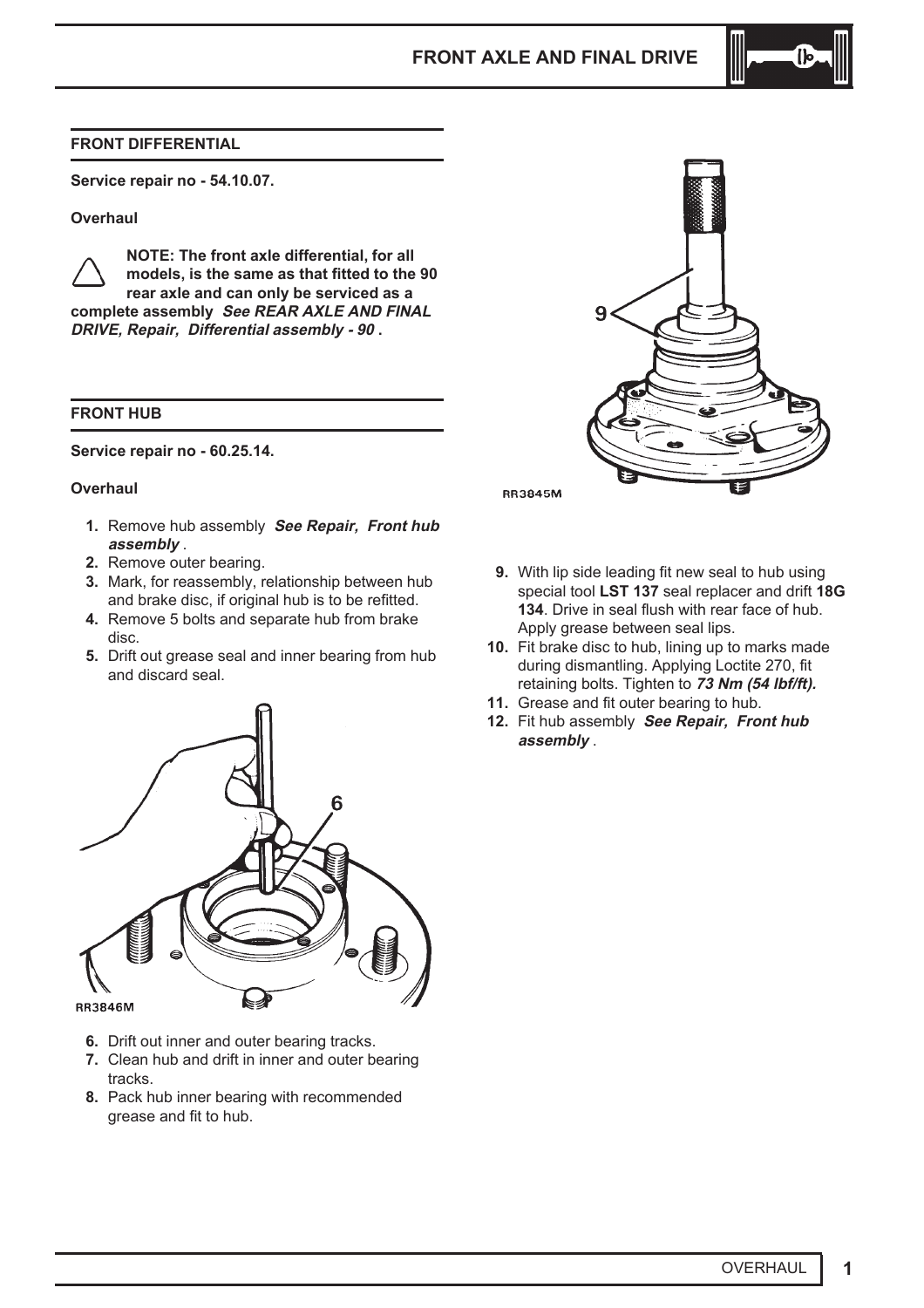## FRONT DIFFERENTIAL

**Service repair no - 54.10.07.**

**Overhaul**

**NOTE: The front axle differential, for all models, is the same as that fitted to the 90 rear axle and can only be serviced as a complete assembly** ***See REAR AXLE AND FINAL DRIVE, Repair, Differential assembly - 90*** **.**

## FRONT HUB

**Service repair no - 60.25.14.**

**Overhaul**

1. Remove hub assembly ***See Repair, Front hub assembly*** .
2. Remove outer bearing.
3. Mark, for reassembly, relationship between hub and brake disc, if original hub is to be refitted.
4. Remove 5 bolts and separate hub from brake disc.
5. Drift out grease seal and inner bearing from hub and discard seal.

RR3846M

6. Drift out inner and outer bearing tracks.
7. Clean hub and drift in inner and outer bearing tracks.
8. Pack hub inner bearing with recommended grease and fit to hub.

RR3845M

9. With lip side leading fit new seal to hub using special tool **LST 137** seal replacer and drift **18G 134**. Drive in seal flush with rear face of hub. Apply grease between seal lips.
10. Fit brake disc to hub, lining up to marks made during dismantling. Applying Loctite 270, fit retaining bolts. Tighten to ***73 Nm (54 lbf/ft).***
11. Grease and fit outer bearing to hub.
12. Fit hub assembly ***See Repair, Front hub assembly*** .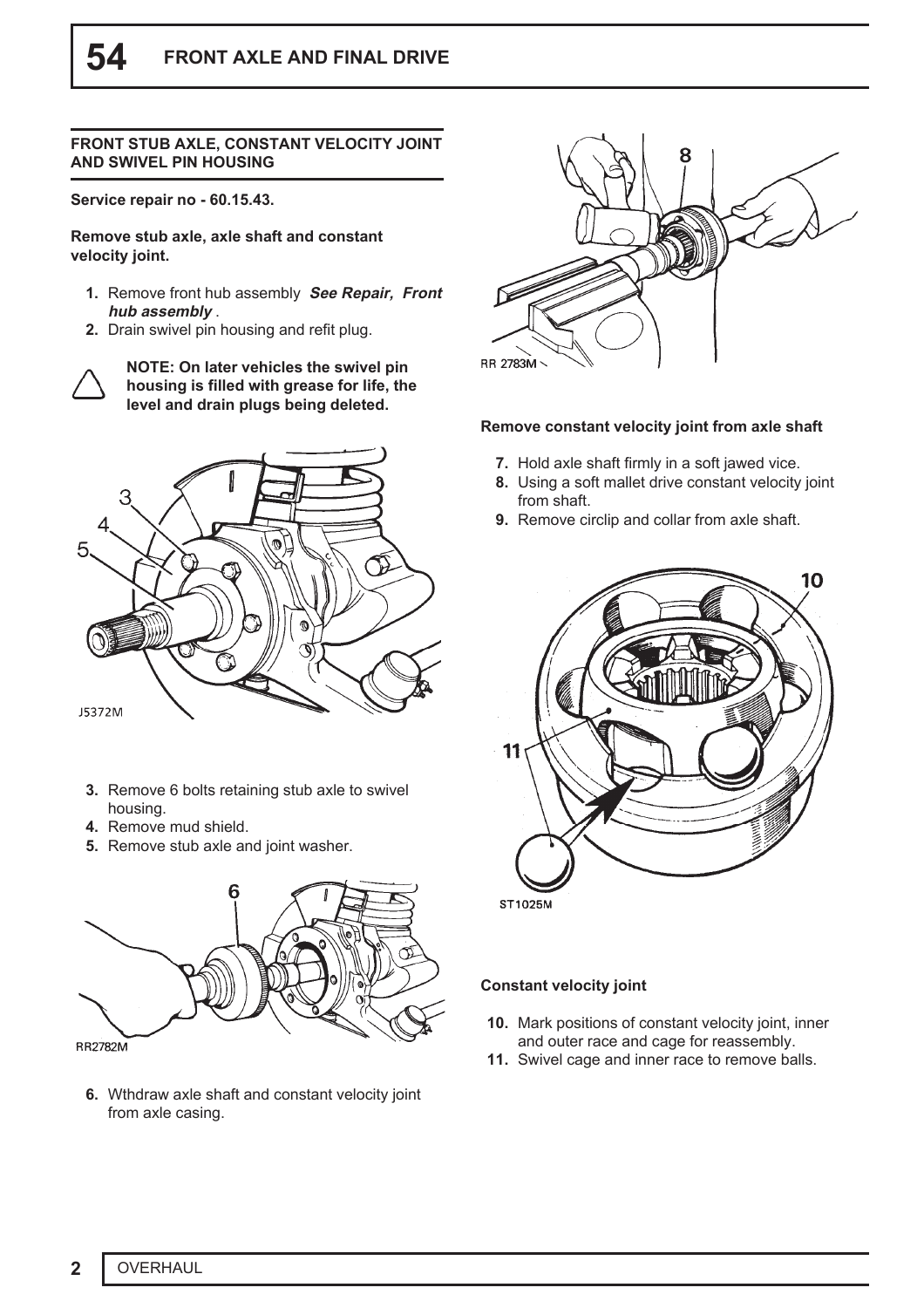## FRONT STUB AXLE, CONSTANT VELOCITY JOINT AND SWIVEL PIN HOUSING

**Service repair no - 60.15.43.**

**Remove stub axle, axle shaft and constant velocity joint.**

1. Remove front hub assembly ***See Repair, Front hub assembly***.
2. Drain swivel pin housing and refit plug.

**NOTE: On later vehicles the swivel pin housing is filled with grease for life, the level and drain plugs being deleted.**

J5372M

3. Remove 6 bolts retaining stub axle to swivel housing.
4. Remove mud shield.
5. Remove stub axle and joint washer.

RR2782M

6. Wthdraw axle shaft and constant velocity joint from axle casing.

RR 2783M

**Remove constant velocity joint from axle shaft**

7. Hold axle shaft firmly in a soft jawed vice.
8. Using a soft mallet drive constant velocity joint from shaft.
9. Remove circlip and collar from axle shaft.

ST1025M

**Constant velocity joint**

10. Mark positions of constant velocity joint, inner and outer race and cage for reassembly.
11. Swivel cage and inner race to remove balls.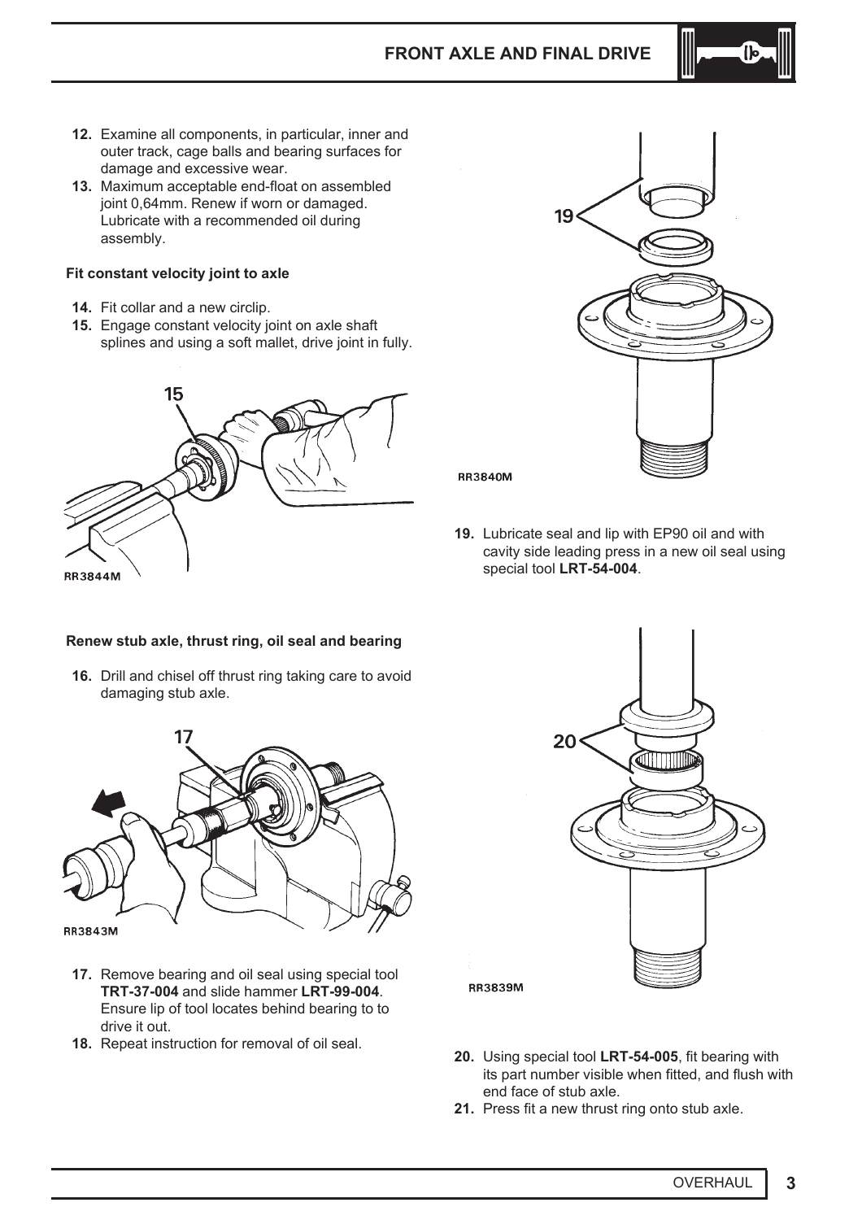12. Examine all components, in particular, inner and outer track, cage balls and bearing surfaces for damage and excessive wear.
13. Maximum acceptable end-float on assembled joint 0,64mm. Renew if worn or damaged. Lubricate with a recommended oil during assembly.

**Fit constant velocity joint to axle**

14. Fit collar and a new circlip.
15. Engage constant velocity joint on axle shaft splines and using a soft mallet, drive joint in fully.

RR3844M

**Renew stub axle, thrust ring, oil seal and bearing**

16. Drill and chisel off thrust ring taking care to avoid damaging stub axle.

RR3843M

17. Remove bearing and oil seal using special tool **TRT-37-004** and slide hammer **LRT-99-004**. Ensure lip of tool locates behind bearing to to drive it out.
18. Repeat instruction for removal of oil seal.

RR3840M

19. Lubricate seal and lip with EP90 oil and with cavity side leading press in a new oil seal using special tool **LRT-54-004**.

RR3839M

20. Using special tool **LRT-54-005**, fit bearing with its part number visible when fitted, and flush with end face of stub axle.
21. Press fit a new thrust ring onto stub axle.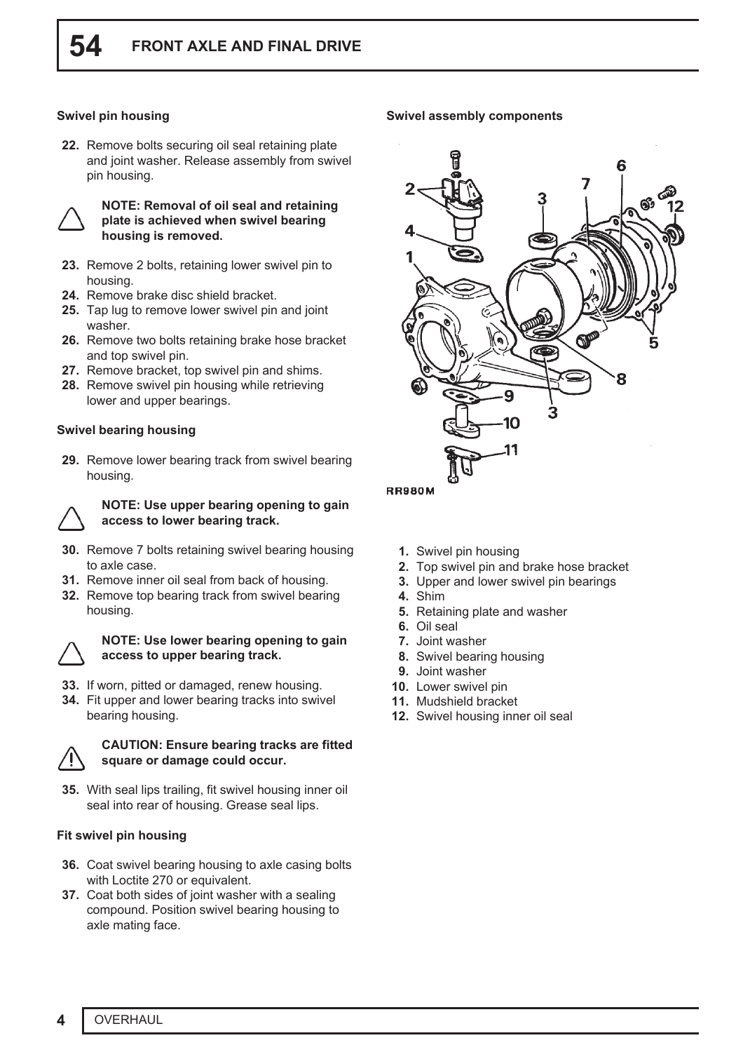### Swivel pin housing

22. Remove bolts securing oil seal retaining plate and joint washer. Release assembly from swivel pin housing.

**NOTE: Removal of oil seal and retaining plate is achieved when swivel bearing housing is removed.**

23. Remove 2 bolts, retaining lower swivel pin to housing.
24. Remove brake disc shield bracket.
25. Tap lug to remove lower swivel pin and joint washer.
26. Remove two bolts retaining brake hose bracket and top swivel pin.
27. Remove bracket, top swivel pin and shims.
28. Remove swivel pin housing while retrieving lower and upper bearings.

### Swivel bearing housing

29. Remove lower bearing track from swivel bearing housing.

**NOTE: Use upper bearing opening to gain access to lower bearing track.**

30. Remove 7 bolts retaining swivel bearing housing to axle case.
31. Remove inner oil seal from back of housing.
32. Remove top bearing track from swivel bearing housing.

**NOTE: Use lower bearing opening to gain access to upper bearing track.**

33. If worn, pitted or damaged, renew housing.
34. Fit upper and lower bearing tracks into swivel bearing housing.

**CAUTION: Ensure bearing tracks are fitted square or damage could occur.**

35. With seal lips trailing, fit swivel housing inner oil seal into rear of housing. Grease seal lips.

### Fit swivel pin housing

36. Coat swivel bearing housing to axle casing bolts with Loctite 270 or equivalent.
37. Coat both sides of joint washer with a sealing compound. Position swivel bearing housing to axle mating face.

### Swivel assembly components

RR980M

1. Swivel pin housing
2. Top swivel pin and brake hose bracket
3. Upper and lower swivel pin bearings
4. Shim
5. Retaining plate and washer
6. Oil seal
7. Joint washer
8. Swivel bearing housing
9. Joint washer
10. Lower swivel pin
11. Mudshield bracket
12. Swivel housing inner oil seal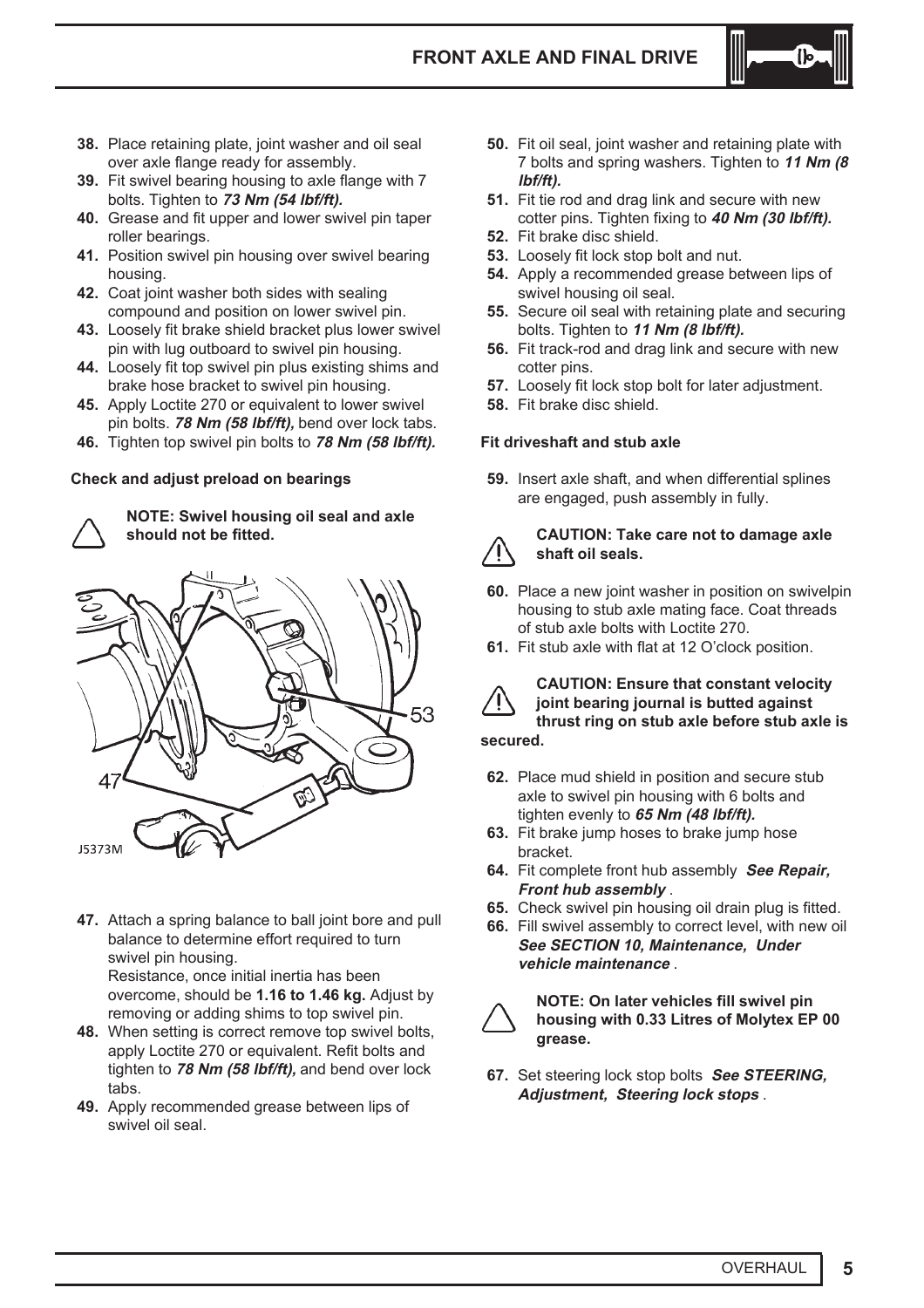38. Place retaining plate, joint washer and oil seal over axle flange ready for assembly.
39. Fit swivel bearing housing to axle flange with 7 bolts. Tighten to ***73 Nm (54 lbf/ft).***
40. Grease and fit upper and lower swivel pin taper roller bearings.
41. Position swivel pin housing over swivel bearing housing.
42. Coat joint washer both sides with sealing compound and position on lower swivel pin.
43. Loosely fit brake shield bracket plus lower swivel pin with lug outboard to swivel pin housing.
44. Loosely fit top swivel pin plus existing shims and brake hose bracket to swivel pin housing.
45. Apply Loctite 270 or equivalent to lower swivel pin bolts. ***78 Nm (58 lbf/ft),*** bend over lock tabs.
46. Tighten top swivel pin bolts to ***78 Nm (58 lbf/ft).***

**Check and adjust preload on bearings**

**NOTE: Swivel housing oil seal and axle should not be fitted.**

47. Attach a spring balance to ball joint bore and pull balance to determine effort required to turn swivel pin housing.
    Resistance, once initial inertia has been overcome, should be **1.16 to 1.46 kg.** Adjust by removing or adding shims to top swivel pin.
48. When setting is correct remove top swivel bolts, apply Loctite 270 or equivalent. Refit bolts and tighten to ***78 Nm (58 lbf/ft),*** and bend over lock tabs.
49. Apply recommended grease between lips of swivel oil seal.
50. Fit oil seal, joint washer and retaining plate with 7 bolts and spring washers. Tighten to ***11 Nm (8 lbf/ft).***
51. Fit tie rod and drag link and secure with new cotter pins. Tighten fixing to ***40 Nm (30 lbf/ft).***
52. Fit brake disc shield.
53. Loosely fit lock stop bolt and nut.
54. Apply a recommended grease between lips of swivel housing oil seal.
55. Secure oil seal with retaining plate and securing bolts. Tighten to ***11 Nm (8 lbf/ft).***
56. Fit track-rod and drag link and secure with new cotter pins.
57. Loosely fit lock stop bolt for later adjustment.
58. Fit brake disc shield.

**Fit driveshaft and stub axle**

59. Insert axle shaft, and when differential splines are engaged, push assembly in fully.

**CAUTION: Take care not to damage axle shaft oil seals.**

60. Place a new joint washer in position on swivelpin housing to stub axle mating face. Coat threads of stub axle bolts with Loctite 270.
61. Fit stub axle with flat at 12 O'clock position.

**CAUTION: Ensure that constant velocity joint bearing journal is butted against thrust ring on stub axle before stub axle is secured.**

62. Place mud shield in position and secure stub axle to swivel pin housing with 6 bolts and tighten evenly to ***65 Nm (48 lbf/ft).***
63. Fit brake jump hoses to brake jump hose bracket.
64. Fit complete front hub assembly ***See Repair, Front hub assembly*** .
65. Check swivel pin housing oil drain plug is fitted.
66. Fill swivel assembly to correct level, with new oil ***See SECTION 10, Maintenance, Under vehicle maintenance*** .

**NOTE: On later vehicles fill swivel pin housing with 0.33 Litres of Molytex EP 00 grease.**

67. Set steering lock stop bolts ***See STEERING, Adjustment, Steering lock stops*** .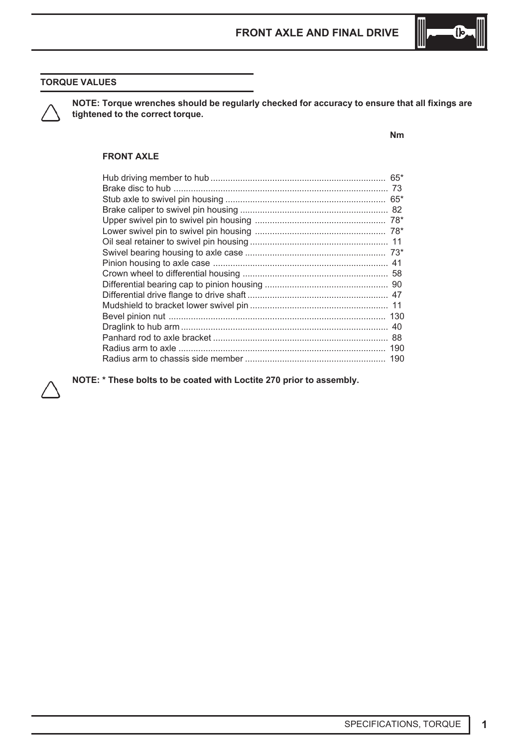## TORQUE VALUES

**NOTE: Torque wrenches should be regularly checked for accuracy to ensure that all fixings are tightened to the correct torque.**

### FRONT AXLE

| | Nm |
|---|---|
| Hub driving member to hub | 65* |
| Brake disc to hub | 73 |
| Stub axle to swivel pin housing | 65* |
| Brake caliper to swivel pin housing | 82 |
| Upper swivel pin to swivel pin housing | 78* |
| Lower swivel pin to swivel pin housing | 78* |
| Oil seal retainer to swivel pin housing | 11 |
| Swivel bearing housing to axle case | 73* |
| Pinion housing to axle case | 41 |
| Crown wheel to differential housing | 58 |
| Differential bearing cap to pinion housing | 90 |
| Differential drive flange to drive shaft | 47 |
| Mudshield to bracket lower swivel pin | 11 |
| Bevel pinion nut | 130 |
| Draglink to hub arm | 40 |
| Panhard rod to axle bracket | 88 |
| Radius arm to axle | 190 |
| Radius arm to chassis side member | 190 |

**NOTE: * These bolts to be coated with Loctite 270 prior to assembly.**